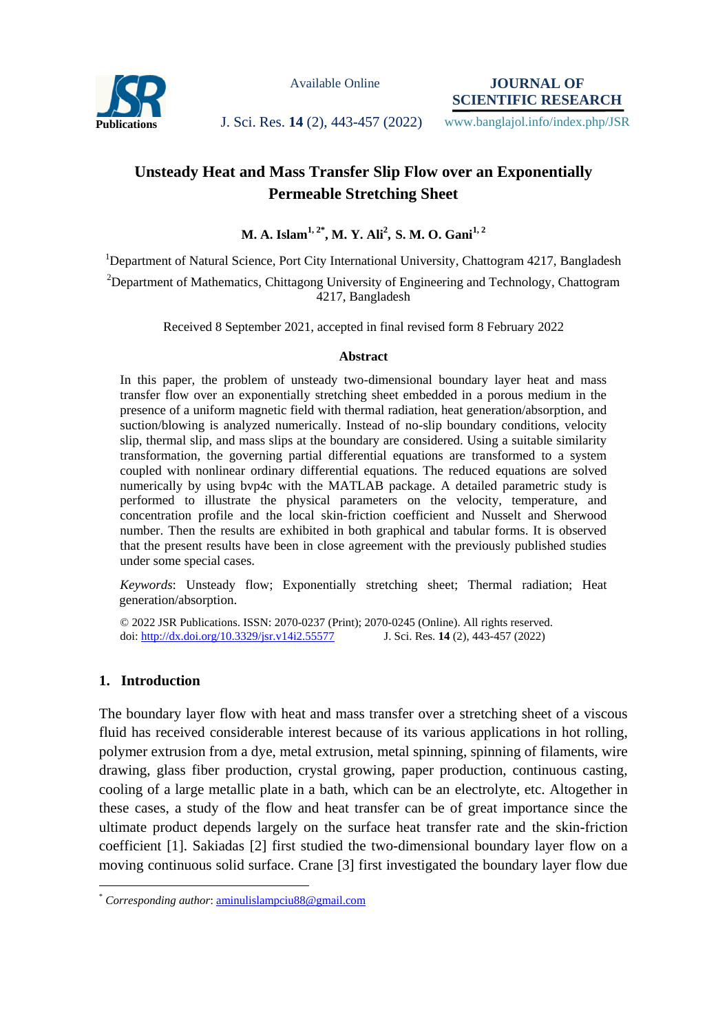# Unsteady Heat and Mass Transfer Slip Flow over an Exponentially Permeable Stretching Sheet

**M. A. Islam[1, 2*], M. Y. Ali[2], S. M. O. Gani[1, 2]**

[1]Department of Natural Science, Port City International University, Chattogram 4217, Bangladesh

[2]Department of Mathematics, Chittagong University of Engineering and Technology, Chattogram 4217, Bangladesh

Received 8 September 2021, accepted in final revised form 8 February 2022

## Abstract

In this paper, the problem of unsteady two-dimensional boundary layer heat and mass transfer flow over an exponentially stretching sheet embedded in a porous medium in the presence of a uniform magnetic field with thermal radiation, heat generation/absorption, and suction/blowing is analyzed numerically. Instead of no-slip boundary conditions, velocity slip, thermal slip, and mass slips at the boundary are considered. Using a suitable similarity transformation, the governing partial differential equations are transformed to a system coupled with nonlinear ordinary differential equations. The reduced equations are solved numerically by using bvp4c with the MATLAB package. A detailed parametric study is performed to illustrate the physical parameters on the velocity, temperature, and concentration profile and the local skin-friction coefficient and Nusselt and Sherwood number. Then the results are exhibited in both graphical and tabular forms. It is observed that the present results have been in close agreement with the previously published studies under some special cases.

*Keywords*: Unsteady flow; Exponentially stretching sheet; Thermal radiation; Heat generation/absorption.

© 2022 JSR Publications. ISSN: 2070-0237 (Print); 2070-0245 (Online). All rights reserved.
doi: http://dx.doi.org/10.3329/jsr.v14i2.55577 J. Sci. Res. **14** (2), 443-457 (2022)

## 1. Introduction

The boundary layer flow with heat and mass transfer over a stretching sheet of a viscous fluid has received considerable interest because of its various applications in hot rolling, polymer extrusion from a dye, metal extrusion, metal spinning, spinning of filaments, wire drawing, glass fiber production, crystal growing, paper production, continuous casting, cooling of a large metallic plate in a bath, which can be an electrolyte, etc. Altogether in these cases, a study of the flow and heat transfer can be of great importance since the ultimate product depends largely on the surface heat transfer rate and the skin-friction coefficient [1]. Sakiadas [2] first studied the two-dimensional boundary layer flow on a moving continuous solid surface. Crane [3] first investigated the boundary layer flow due

* *Corresponding author*: aminulislampciu88@gmail.com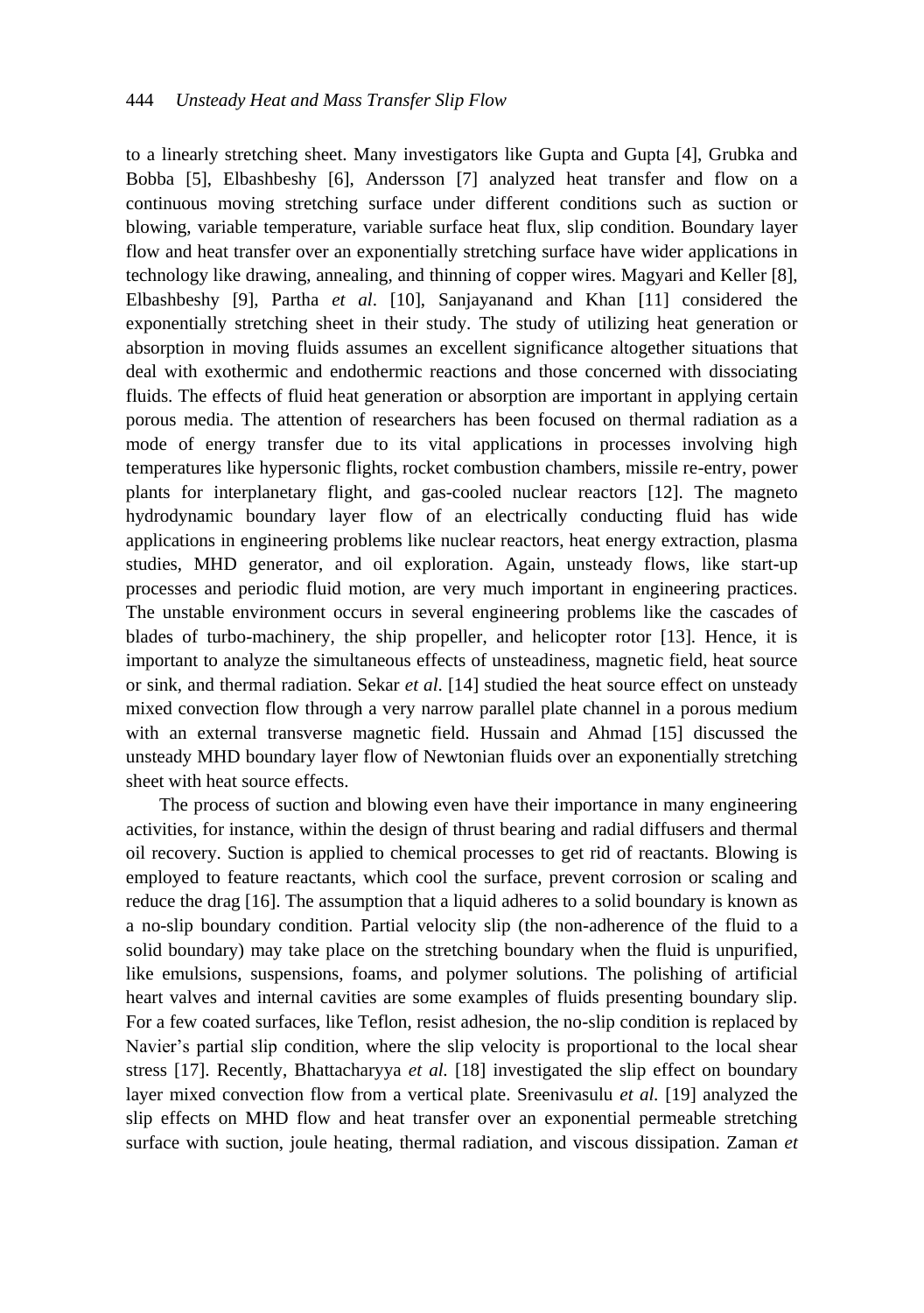to a linearly stretching sheet. Many investigators like Gupta and Gupta [4], Grubka and Bobba [5], Elbashbeshy [6], Andersson [7] analyzed heat transfer and flow on a continuous moving stretching surface under different conditions such as suction or blowing, variable temperature, variable surface heat flux, slip condition. Boundary layer flow and heat transfer over an exponentially stretching surface have wider applications in technology like drawing, annealing, and thinning of copper wires. Magyari and Keller [8], Elbashbeshy [9], Partha *et al*. [10], Sanjayanand and Khan [11] considered the exponentially stretching sheet in their study. The study of utilizing heat generation or absorption in moving fluids assumes an excellent significance altogether situations that deal with exothermic and endothermic reactions and those concerned with dissociating fluids. The effects of fluid heat generation or absorption are important in applying certain porous media. The attention of researchers has been focused on thermal radiation as a mode of energy transfer due to its vital applications in processes involving high temperatures like hypersonic flights, rocket combustion chambers, missile re-entry, power plants for interplanetary flight, and gas-cooled nuclear reactors [12]. The magneto hydrodynamic boundary layer flow of an electrically conducting fluid has wide applications in engineering problems like nuclear reactors, heat energy extraction, plasma studies, MHD generator, and oil exploration. Again, unsteady flows, like start-up processes and periodic fluid motion, are very much important in engineering practices. The unstable environment occurs in several engineering problems like the cascades of blades of turbo-machinery, the ship propeller, and helicopter rotor [13]. Hence, it is important to analyze the simultaneous effects of unsteadiness, magnetic field, heat source or sink, and thermal radiation. Sekar *et al.* [14] studied the heat source effect on unsteady mixed convection flow through a very narrow parallel plate channel in a porous medium with an external transverse magnetic field. Hussain and Ahmad [15] discussed the unsteady MHD boundary layer flow of Newtonian fluids over an exponentially stretching sheet with heat source effects.

The process of suction and blowing even have their importance in many engineering activities, for instance, within the design of thrust bearing and radial diffusers and thermal oil recovery. Suction is applied to chemical processes to get rid of reactants. Blowing is employed to feature reactants, which cool the surface, prevent corrosion or scaling and reduce the drag [16]. The assumption that a liquid adheres to a solid boundary is known as a no-slip boundary condition. Partial velocity slip (the non-adherence of the fluid to a solid boundary) may take place on the stretching boundary when the fluid is unpurified, like emulsions, suspensions, foams, and polymer solutions. The polishing of artificial heart valves and internal cavities are some examples of fluids presenting boundary slip. For a few coated surfaces, like Teflon, resist adhesion, the no-slip condition is replaced by Navier's partial slip condition, where the slip velocity is proportional to the local shear stress [17]. Recently, Bhattacharyya *et al.* [18] investigated the slip effect on boundary layer mixed convection flow from a vertical plate. Sreenivasulu *et al.* [19] analyzed the slip effects on MHD flow and heat transfer over an exponential permeable stretching surface with suction, joule heating, thermal radiation, and viscous dissipation. Zaman *et*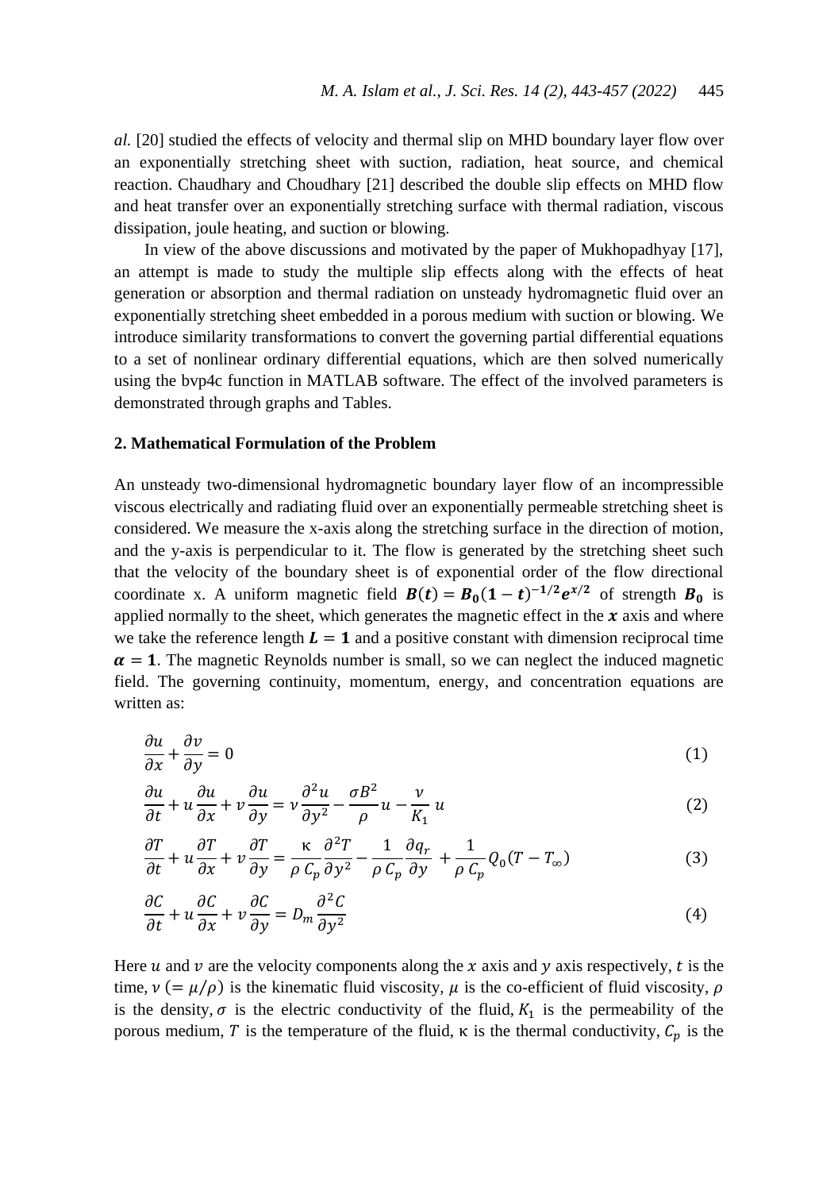*al.* [20] studied the effects of velocity and thermal slip on MHD boundary layer flow over an exponentially stretching sheet with suction, radiation, heat source, and chemical reaction. Chaudhary and Choudhary [21] described the double slip effects on MHD flow and heat transfer over an exponentially stretching surface with thermal radiation, viscous dissipation, joule heating, and suction or blowing.

In view of the above discussions and motivated by the paper of Mukhopadhyay [17], an attempt is made to study the multiple slip effects along with the effects of heat generation or absorption and thermal radiation on unsteady hydromagnetic fluid over an exponentially stretching sheet embedded in a porous medium with suction or blowing. We introduce similarity transformations to convert the governing partial differential equations to a set of nonlinear ordinary differential equations, which are then solved numerically using the bvp4c function in MATLAB software. The effect of the involved parameters is demonstrated through graphs and Tables.

## 2. Mathematical Formulation of the Problem

An unsteady two-dimensional hydromagnetic boundary layer flow of an incompressible viscous electrically and radiating fluid over an exponentially permeable stretching sheet is considered. We measure the x-axis along the stretching surface in the direction of motion, and the y-axis is perpendicular to it. The flow is generated by the stretching sheet such that the velocity of the boundary sheet is of exponential order of the flow directional coordinate x. A uniform magnetic field $\boldsymbol{B(t) = B_0(1-t)^{-1/2}e^{x/2}}$ of strength $\boldsymbol{B_0}$ is applied normally to the sheet, which generates the magnetic effect in the $\boldsymbol{x}$ axis and where we take the reference length $\boldsymbol{L = 1}$ and a positive constant with dimension reciprocal time $\boldsymbol{\alpha = 1}$. The magnetic Reynolds number is small, so we can neglect the induced magnetic field. The governing continuity, momentum, energy, and concentration equations are written as:

$$\frac{\partial u}{\partial x} + \frac{\partial v}{\partial y} = 0 \tag{1}$$

$$\frac{\partial u}{\partial t} + u\frac{\partial u}{\partial x} + v\frac{\partial u}{\partial y} = \nu\frac{\partial^2 u}{\partial y^2} - \frac{\sigma B^2}{\rho}u - \frac{\nu}{K_1}u \tag{2}$$

$$\frac{\partial T}{\partial t} + u\frac{\partial T}{\partial x} + v\frac{\partial T}{\partial y} = \frac{\kappa}{\rho\, C_p}\frac{\partial^2 T}{\partial y^2} - \frac{1}{\rho\, C_p}\frac{\partial q_r}{\partial y} + \frac{1}{\rho\, C_p}Q_0(T - T_\infty) \tag{3}$$

$$\frac{\partial C}{\partial t} + u\frac{\partial C}{\partial x} + v\frac{\partial C}{\partial y} = D_m\frac{\partial^2 C}{\partial y^2} \tag{4}$$

Here $u$ and $v$ are the velocity components along the $x$ axis and $y$ axis respectively, $t$ is the time, $\nu\ (= \mu/\rho)$ is the kinematic fluid viscosity, $\mu$ is the co-efficient of fluid viscosity, $\rho$ is the density, $\sigma$ is the electric conductivity of the fluid, $K_1$ is the permeability of the porous medium, $T$ is the temperature of the fluid, $\kappa$ is the thermal conductivity, $C_p$ is the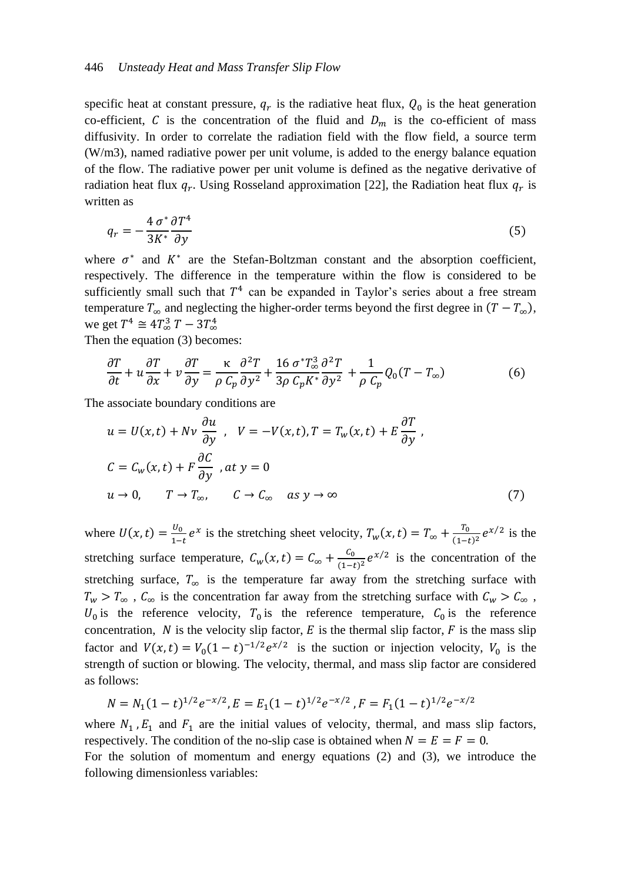specific heat at constant pressure, $q_r$ is the radiative heat flux, $Q_0$ is the heat generation co-efficient, $C$ is the concentration of the fluid and $D_m$ is the co-efficient of mass diffusivity. In order to correlate the radiation field with the flow field, a source term (W/m3), named radiative power per unit volume, is added to the energy balance equation of the flow. The radiative power per unit volume is defined as the negative derivative of radiation heat flux $q_r$. Using Rosseland approximation [22], the Radiation heat flux $q_r$ is written as

$$q_r = -\frac{4\,\sigma^*}{3K^*}\frac{\partial T^4}{\partial y} \tag{5}$$

where $\sigma^*$ and $K^*$ are the Stefan-Boltzman constant and the absorption coefficient, respectively. The difference in the temperature within the flow is considered to be sufficiently small such that $T^4$ can be expanded in Taylor's series about a free stream temperature $T_\infty$ and neglecting the higher-order terms beyond the first degree in $(T - T_\infty)$, we get $T^4 \cong 4T_\infty^3\,T - 3T_\infty^4$

Then the equation (3) becomes:

$$\frac{\partial T}{\partial t} + u\frac{\partial T}{\partial x} + v\frac{\partial T}{\partial y} = \frac{\kappa}{\rho\,C_p}\frac{\partial^2 T}{\partial y^2} + \frac{16\,\sigma^* T_\infty^3}{3\rho\,C_p K^*}\frac{\partial^2 T}{\partial y^2} + \frac{1}{\rho\,C_p}Q_0(T - T_\infty) \tag{6}$$

The associate boundary conditions are

$$u = U(x,t) + N\nu\,\frac{\partial u}{\partial y}\ ,\quad V = -V(x,t), T = T_w(x,t) + E\frac{\partial T}{\partial y}\ ,$$

$$C = C_w(x,t) + F\frac{\partial C}{\partial y}\ , at\ y = 0$$

$$u \to 0, \qquad T \to T_\infty, \qquad C \to C_\infty \quad as\ y \to \infty \tag{7}$$

where $U(x,t) = \frac{U_0}{1-t}e^x$ is the stretching sheet velocity, $T_w(x,t) = T_\infty + \frac{T_0}{(1-t)^2}e^{x/2}$ is the stretching surface temperature, $C_w(x,t) = C_\infty + \frac{C_0}{(1-t)^2}e^{x/2}$ is the concentration of the stretching surface, $T_\infty$ is the temperature far away from the stretching surface with $T_w > T_\infty$ , $C_\infty$ is the concentration far away from the stretching surface with $C_w > C_\infty$ , $U_0$ is the reference velocity, $T_0$ is the reference temperature, $C_0$ is the reference concentration, $N$ is the velocity slip factor, $E$ is the thermal slip factor, $F$ is the mass slip factor and $V(x,t) = V_0(1-t)^{-1/2}e^{x/2}$ is the suction or injection velocity, $V_0$ is the strength of suction or blowing. The velocity, thermal, and mass slip factor are considered as follows:

$$N = N_1(1-t)^{1/2}e^{-x/2}, E = E_1(1-t)^{1/2}e^{-x/2}\ , F = F_1(1-t)^{1/2}e^{-x/2}$$

where $N_1$ , $E_1$ and $F_1$ are the initial values of velocity, thermal, and mass slip factors, respectively. The condition of the no-slip case is obtained when $N = E = F = 0$.

For the solution of momentum and energy equations (2) and (3), we introduce the following dimensionless variables: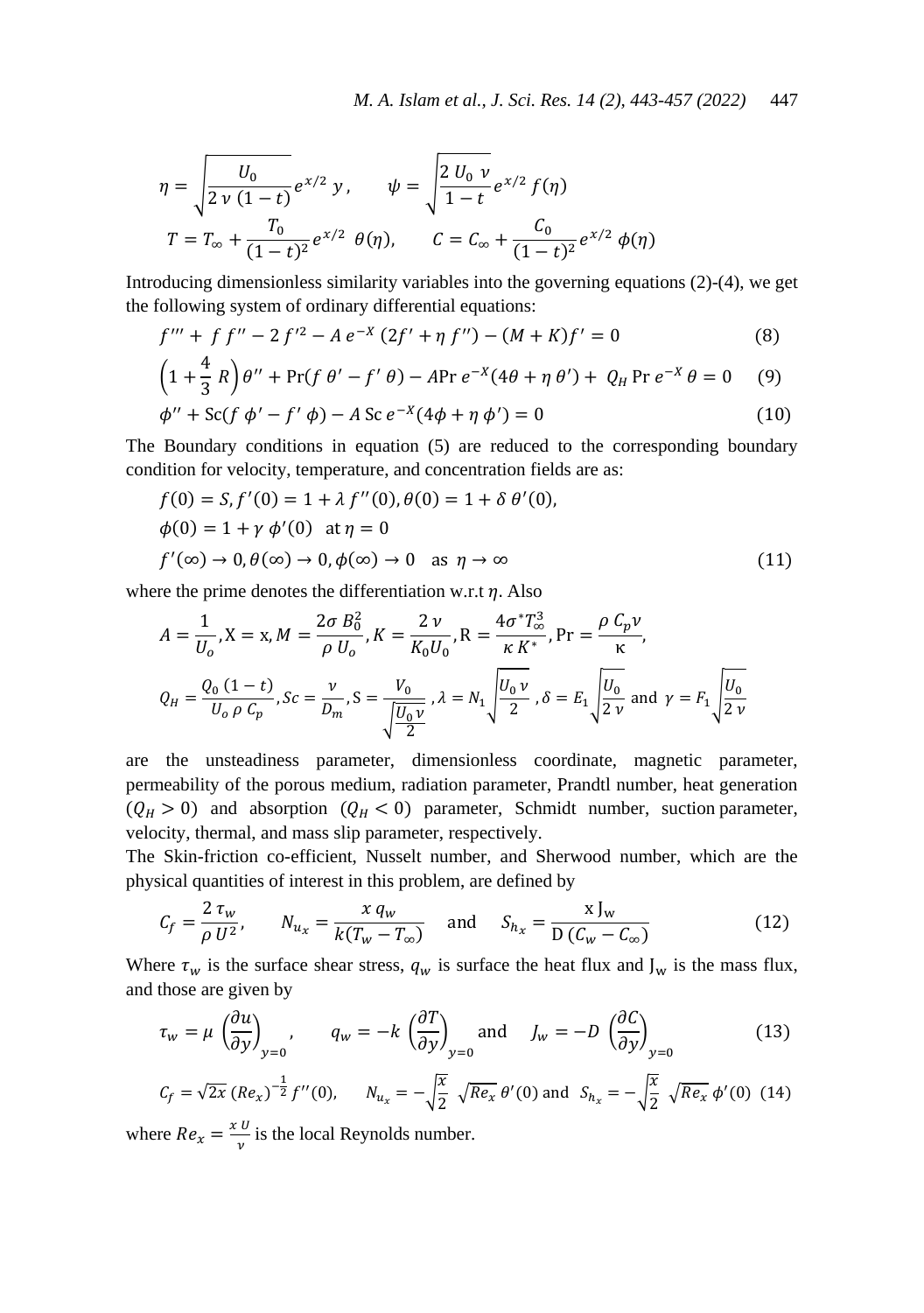$$\eta = \sqrt{\frac{U_0}{2\,\nu\,(1-t)}}\, e^{x/2}\, y\,, \qquad \psi = \sqrt{\frac{2\,U_0\,\nu}{1-t}}\, e^{x/2}\, f(\eta)$$

$$T = T_\infty + \frac{T_0}{(1-t)^2}\, e^{x/2}\ \theta(\eta), \qquad C = C_\infty + \frac{C_0}{(1-t)^2}\, e^{x/2}\ \phi(\eta)$$

Introducing dimensionless similarity variables into the governing equations (2)-(4), we get the following system of ordinary differential equations:

$$f''' + f\,f'' - 2\,f'^2 - A\,e^{-X}\,(2f' + \eta\,f'') - (M+K)f' = 0 \tag{8}$$

$$\left(1 + \frac{4}{3}\,R\right)\theta'' + \Pr(f\,\theta' - f'\,\theta) - A\Pr\,e^{-X}(4\theta + \eta\,\theta') + \ Q_H \Pr\,e^{-X}\,\theta = 0 \tag{9}$$

$$\phi'' + \mathrm{Sc}(f\,\phi' - f'\,\phi) - A\,\mathrm{Sc}\,e^{-X}(4\phi + \eta\,\phi') = 0 \tag{10}$$

The Boundary conditions in equation (5) are reduced to the corresponding boundary condition for velocity, temperature, and concentration fields are as:

$$f(0) = S, f'(0) = 1 + \lambda\,f''(0), \theta(0) = 1 + \delta\,\theta'(0),$$

$$\phi(0) = 1 + \gamma\,\phi'(0) \quad \text{at}\ \eta = 0$$

$$f'(\infty) \to 0, \theta(\infty) \to 0, \phi(\infty) \to 0 \quad \text{as}\ \eta \to \infty \tag{11}$$

where the prime denotes the differentiation w.r.t $\eta$. Also

$$A = \frac{1}{U_o}, \mathrm{X} = \mathrm{x}, M = \frac{2\sigma\,B_0^2}{\rho\,U_o}, K = \frac{2\,\nu}{K_0 U_0}, \mathrm{R} = \frac{4\sigma^* T_\infty^3}{\kappa\,K^*}, \Pr = \frac{\rho\,C_p \nu}{\kappa},$$

$$Q_H = \frac{Q_0\,(1-t)}{U_o\,\rho\,C_p}, Sc = \frac{\nu}{D_m}, \mathrm{S} = \frac{V_0}{\sqrt{\frac{U_0\,\nu}{2}}}\,, \lambda = N_1 \sqrt{\frac{U_0\,\nu}{2}}\,, \delta = E_1 \sqrt{\frac{U_0}{2\,\nu}}\ \text{and}\ \gamma = F_1 \sqrt{\frac{U_0}{2\,\nu}}$$

are the unsteadiness parameter, dimensionless coordinate, magnetic parameter, permeability of the porous medium, radiation parameter, Prandtl number, heat generation ($Q_H > 0$) and absorption ($Q_H < 0$) parameter, Schmidt number, suction parameter, velocity, thermal, and mass slip parameter, respectively.

The Skin-friction co-efficient, Nusselt number, and Sherwood number, which are the physical quantities of interest in this problem, are defined by

$$C_f = \frac{2\,\tau_w}{\rho\,U^2}, \qquad N_{u_x} = \frac{x\,q_w}{k(T_w - T_\infty)} \quad \text{and} \quad S_{h_x} = \frac{\mathrm{x}\,\mathrm{J_w}}{\mathrm{D}\,(C_w - C_\infty)} \tag{12}$$

Where $\tau_w$ is the surface shear stress, $q_w$ is surface the heat flux and $\mathrm{J_w}$ is the mass flux, and those are given by

$$\tau_w = \mu\left(\frac{\partial u}{\partial y}\right)_{y=0}, \qquad q_w = -k\left(\frac{\partial T}{\partial y}\right)_{y=0} \text{and} \quad J_w = -D\left(\frac{\partial C}{\partial y}\right)_{y=0} \tag{13}$$

$$C_f = \sqrt{2x}\,(Re_x)^{-\frac{1}{2}}\,f''(0), \qquad N_{u_x} = -\sqrt{\frac{x}{2}}\ \sqrt{Re_x}\,\theta'(0)\ \text{and}\ \ S_{h_x} = -\sqrt{\frac{x}{2}}\ \sqrt{Re_x}\,\phi'(0) \tag{14}$$

where $Re_x = \frac{x\,U}{\nu}$ is the local Reynolds number.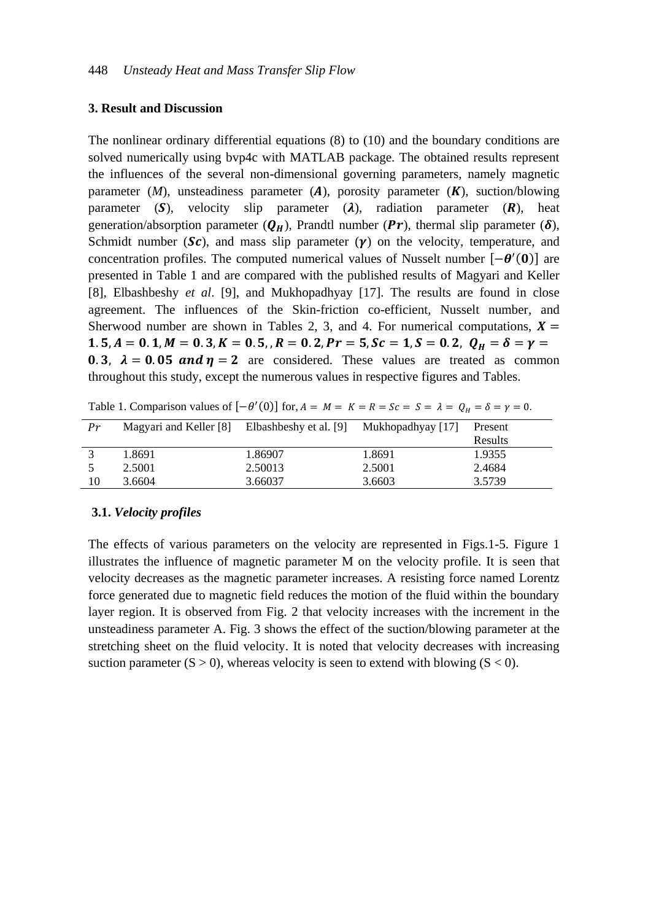## 3. Result and Discussion

The nonlinear ordinary differential equations (8) to (10) and the boundary conditions are solved numerically using bvp4c with MATLAB package. The obtained results represent the influences of the several non-dimensional governing parameters, namely magnetic parameter ($M$), unsteadiness parameter ($\boldsymbol{A}$), porosity parameter ($\boldsymbol{K}$), suction/blowing parameter ($\boldsymbol{S}$), velocity slip parameter ($\boldsymbol{\lambda}$), radiation parameter ($\boldsymbol{R}$), heat generation/absorption parameter ($\boldsymbol{Q_H}$), Prandtl number ($\boldsymbol{Pr}$), thermal slip parameter ($\boldsymbol{\delta}$), Schmidt number ($\boldsymbol{Sc}$), and mass slip parameter ($\boldsymbol{\gamma}$) on the velocity, temperature, and concentration profiles. The computed numerical values of Nusselt number $[-\boldsymbol{\theta}'(\mathbf{0})]$ are presented in Table 1 and are compared with the published results of Magyari and Keller [8], Elbashbeshy *et al*. [9], and Mukhopadhyay [17]. The results are found in close agreement. The influences of the Skin-friction co-efficient, Nusselt number, and Sherwood number are shown in Tables 2, 3, and 4. For numerical computations, $\boldsymbol{X} = \mathbf{1.5}, \boldsymbol{A} = \mathbf{0.1}, \boldsymbol{M} = \mathbf{0.3}, \boldsymbol{K} = \mathbf{0.5},, \boldsymbol{R} = \mathbf{0.2}, \boldsymbol{Pr} = \mathbf{5}, \boldsymbol{Sc} = \mathbf{1}, \boldsymbol{S} = \mathbf{0.2},\ \boldsymbol{Q_H} = \boldsymbol{\delta} = \boldsymbol{\gamma} = \mathbf{0.3},\ \boldsymbol{\lambda} = \mathbf{0.05}\ \boldsymbol{and}\ \boldsymbol{\eta} = \mathbf{2}$ are considered. These values are treated as common throughout this study, except the numerous values in respective figures and Tables.

Table 1. Comparison values of $[-\theta'(0)]$ for, $A = M = K = R = Sc = S = \lambda = Q_H = \delta = \gamma = 0$.

| $Pr$ | Magyari and Keller [8] | Elbashbeshy et al. [9] | Mukhopadhyay [17] | Present Results |
|---|---|---|---|---|
| 3 | 1.8691 | 1.86907 | 1.8691 | 1.9355 |
| 5 | 2.5001 | 2.50013 | 2.5001 | 2.4684 |
| 10 | 3.6604 | 3.66037 | 3.6603 | 3.5739 |

### 3.1. *Velocity profiles*

The effects of various parameters on the velocity are represented in Figs.1-5. Figure 1 illustrates the influence of magnetic parameter M on the velocity profile. It is seen that velocity decreases as the magnetic parameter increases. A resisting force named Lorentz force generated due to magnetic field reduces the motion of the fluid within the boundary layer region. It is observed from Fig. 2 that velocity increases with the increment in the unsteadiness parameter A. Fig. 3 shows the effect of the suction/blowing parameter at the stretching sheet on the fluid velocity. It is noted that velocity decreases with increasing suction parameter ($S > 0$), whereas velocity is seen to extend with blowing ($S < 0$).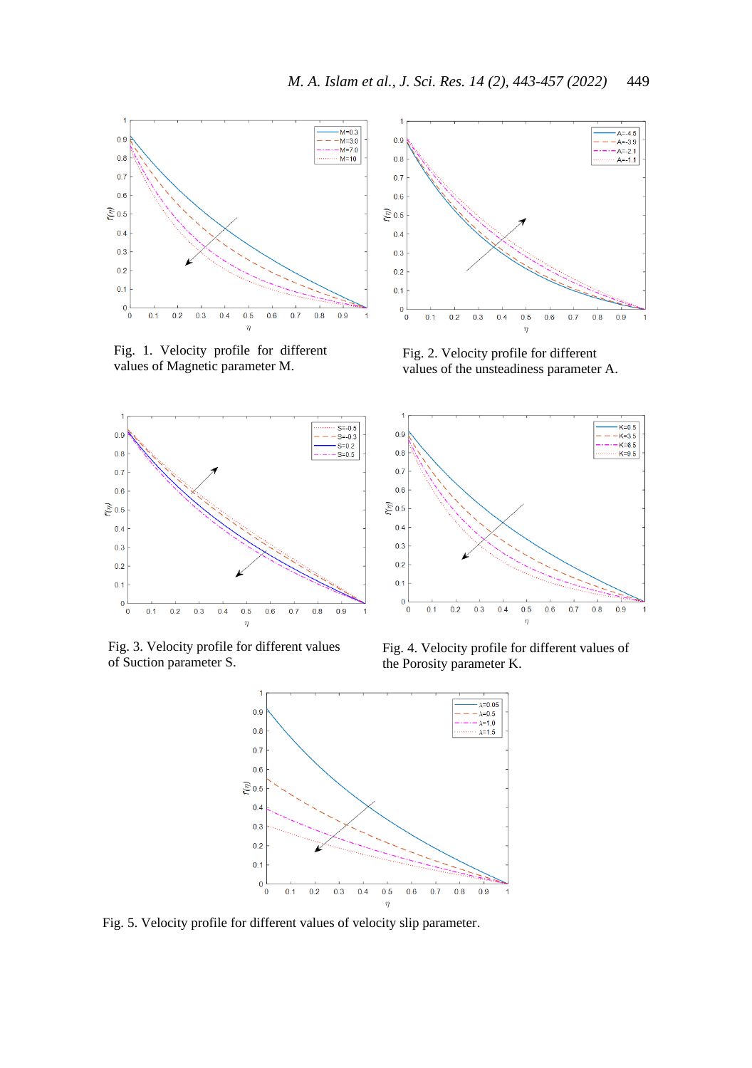f′(η)

η

M=0.3
M=3.0
M=7.0
M=10

Fig. 1. Velocity profile for different values of Magnetic parameter M.

f′(η)

η

A=-4.5
A=-3.9
A=-2.1
A=-1.1

Fig. 2. Velocity profile for different values of the unsteadiness parameter A.

f′(η)

η

S=-0.5
S=-0.3
S=0.2
S=0.5

Fig. 3. Velocity profile for different values of Suction parameter S.

f′(η)

η

K=0.5
K=3.5
K=6.5
K=9.5

Fig. 4. Velocity profile for different values of the Porosity parameter K.

f′(η)

η

λ=0.05
λ=0.5
λ=1.0
λ=1.5

Fig. 5. Velocity profile for different values of velocity slip parameter.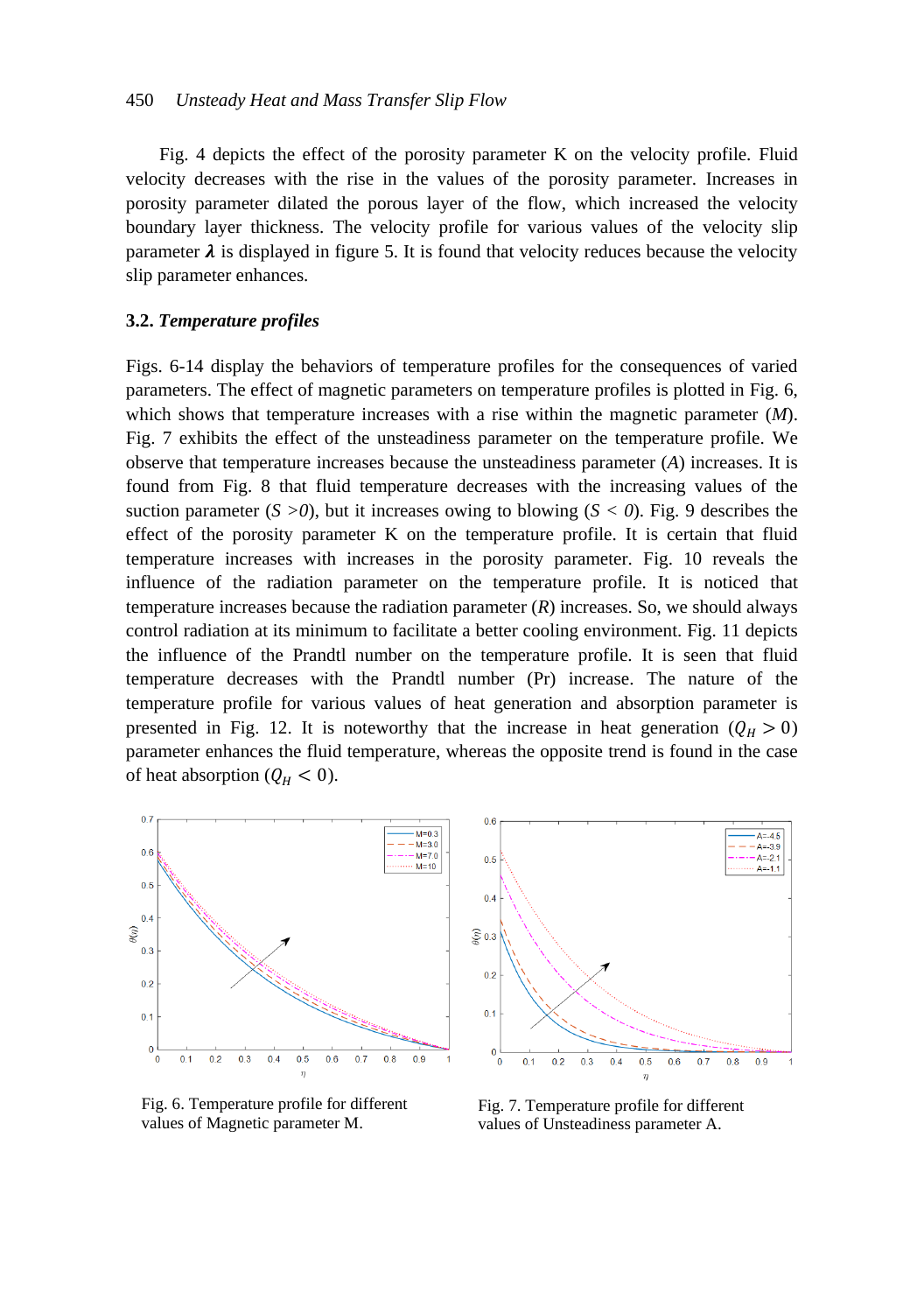Fig. 4 depicts the effect of the porosity parameter K on the velocity profile. Fluid velocity decreases with the rise in the values of the porosity parameter. Increases in porosity parameter dilated the porous layer of the flow, which increased the velocity boundary layer thickness. The velocity profile for various values of the velocity slip parameter $\boldsymbol{\lambda}$ is displayed in figure 5. It is found that velocity reduces because the velocity slip parameter enhances.

### 3.2. *Temperature profiles*

Figs. 6-14 display the behaviors of temperature profiles for the consequences of varied parameters. The effect of magnetic parameters on temperature profiles is plotted in Fig. 6, which shows that temperature increases with a rise within the magnetic parameter ($M$). Fig. 7 exhibits the effect of the unsteadiness parameter on the temperature profile. We observe that temperature increases because the unsteadiness parameter ($A$) increases. It is found from Fig. 8 that fluid temperature decreases with the increasing values of the suction parameter ($S > 0$), but it increases owing to blowing ($S < 0$). Fig. 9 describes the effect of the porosity parameter K on the temperature profile. It is certain that fluid temperature increases with increases in the porosity parameter. Fig. 10 reveals the influence of the radiation parameter on the temperature profile. It is noticed that temperature increases because the radiation parameter ($R$) increases. So, we should always control radiation at its minimum to facilitate a better cooling environment. Fig. 11 depicts the influence of the Prandtl number on the temperature profile. It is seen that fluid temperature decreases with the Prandtl number (Pr) increase. The nature of the temperature profile for various values of heat generation and absorption parameter is presented in Fig. 12. It is noteworthy that the increase in heat generation ($Q_H > 0$) parameter enhances the fluid temperature, whereas the opposite trend is found in the case of heat absorption ($Q_H < 0$).

Fig. 6. Temperature profile for different values of Magnetic parameter M.

Fig. 7. Temperature profile for different values of Unsteadiness parameter A.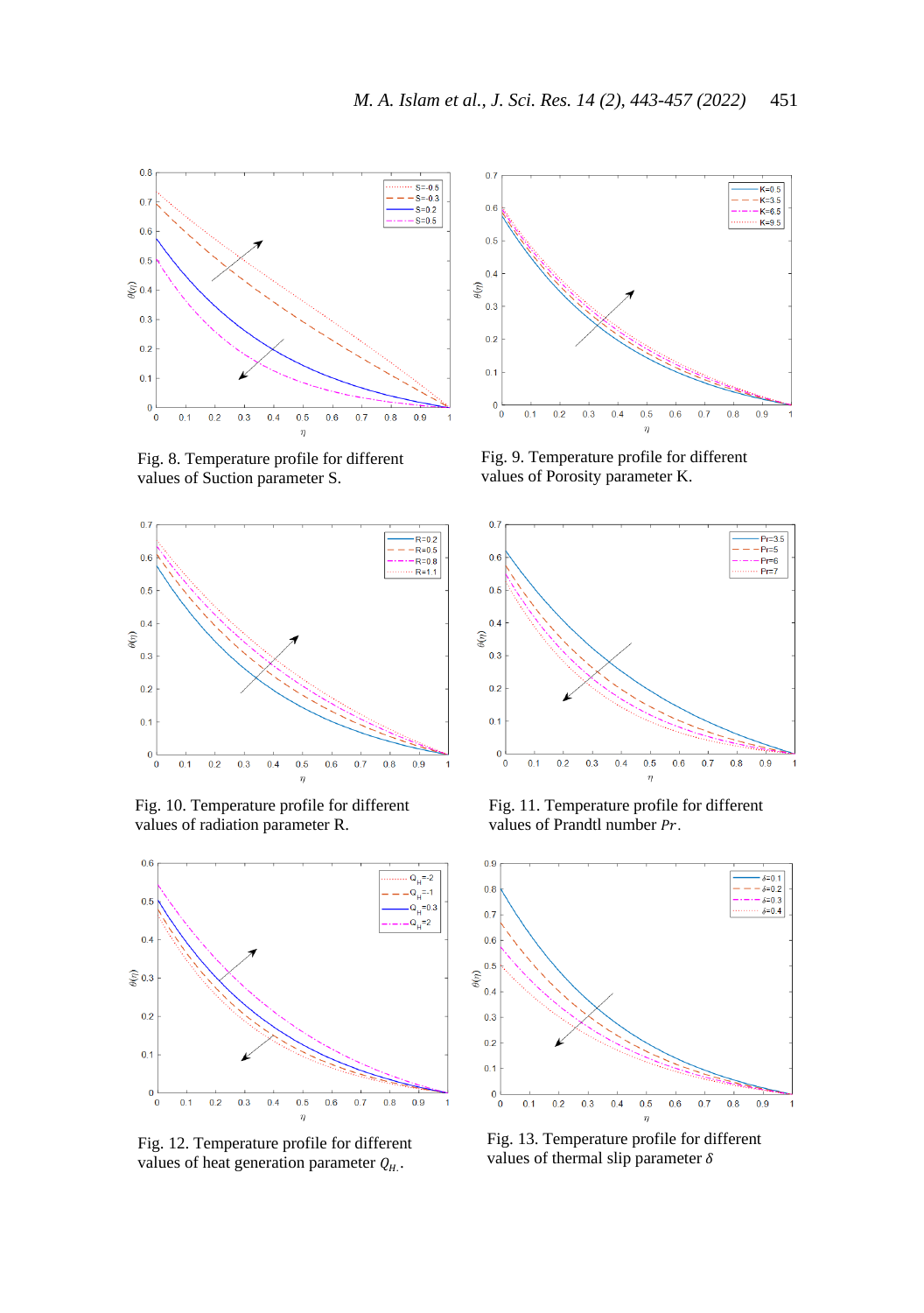0.8
0.7
0.6
0.5
0.4
0.3
0.2
0.1
0
$\theta(\eta)$
0 0.1 0.2 0.3 0.4 0.5 0.6 0.7 0.8 0.9 1
$\eta$
S=-0.5
S=-0.3
S=0.2
S=0.5

Fig. 8. Temperature profile for different values of Suction parameter S.

0.7
0.6
0.5
0.4
0.3
0.2
0.1
0
$\theta(\eta)$
0 0.1 0.2 0.3 0.4 0.5 0.6 0.7 0.8 0.9 1
$\eta$
K=0.5
K=3.5
K=6.5
K=9.5

Fig. 9. Temperature profile for different values of Porosity parameter K.

0.7
0.6
0.5
0.4
0.3
0.2
0.1
0
$\theta(\eta)$
0 0.1 0.2 0.3 0.4 0.5 0.6 0.7 0.8 0.9 1
$\eta$
R=0.2
R=0.5
R=0.8
R=1.1

Fig. 10. Temperature profile for different values of radiation parameter R.

0.7
0.6
0.5
0.4
0.3
0.2
0.1
0
$\theta(\eta)$
0 0.1 0.2 0.3 0.4 0.5 0.6 0.7 0.8 0.9 1
$\eta$
Pr=3.5
Pr=5
Pr=6
Pr=7

Fig. 11. Temperature profile for different values of Prandtl number $Pr$.

0.6
0.5
0.4
0.3
0.2
0.1
0
$\theta(\eta)$
0 0.1 0.2 0.3 0.4 0.5 0.6 0.7 0.8 0.9 1
$\eta$
$Q_H$=-2
$Q_H$=-1
$Q_H$=0.3
$Q_H$=2

Fig. 12. Temperature profile for different values of heat generation parameter $Q_H$.

0.9
0.8
0.7
0.6
0.5
0.4
0.3
0.2
0.1
0
$\theta(\eta)$
0 0.1 0.2 0.3 0.4 0.5 0.6 0.7 0.8 0.9 1
$\eta$
$\delta$=0.1
$\delta$=0.2
$\delta$=0.3
$\delta$=0.4

Fig. 13. Temperature profile for different values of thermal slip parameter $\delta$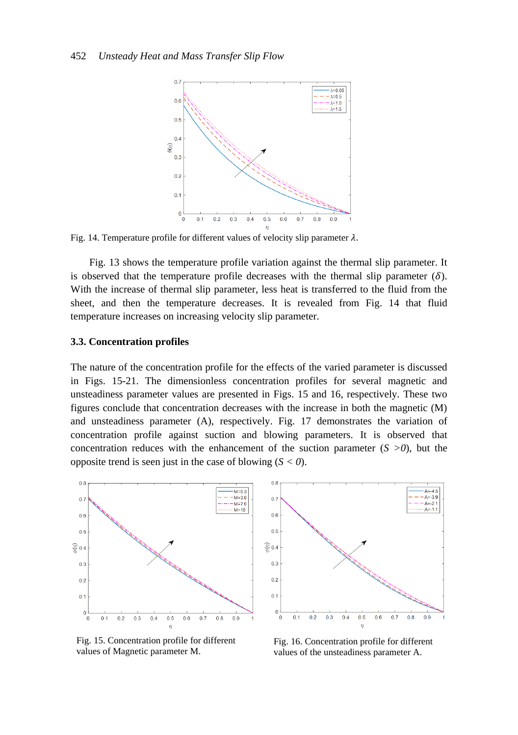Fig. 14. Temperature profile for different values of velocity slip parameter $\lambda$.

Fig. 13 shows the temperature profile variation against the thermal slip parameter. It is observed that the temperature profile decreases with the thermal slip parameter ($\delta$). With the increase of thermal slip parameter, less heat is transferred to the fluid from the sheet, and then the temperature decreases. It is revealed from Fig. 14 that fluid temperature increases on increasing velocity slip parameter.

### 3.3. Concentration profiles

The nature of the concentration profile for the effects of the varied parameter is discussed in Figs. 15-21. The dimensionless concentration profiles for several magnetic and unsteadiness parameter values are presented in Figs. 15 and 16, respectively. These two figures conclude that concentration decreases with the increase in both the magnetic (M) and unsteadiness parameter (A), respectively. Fig. 17 demonstrates the variation of concentration profile against suction and blowing parameters. It is observed that concentration reduces with the enhancement of the suction parameter ($S > 0$), but the opposite trend is seen just in the case of blowing ($S < 0$).

Fig. 15. Concentration profile for different values of Magnetic parameter M.

Fig. 16. Concentration profile for different values of the unsteadiness parameter A.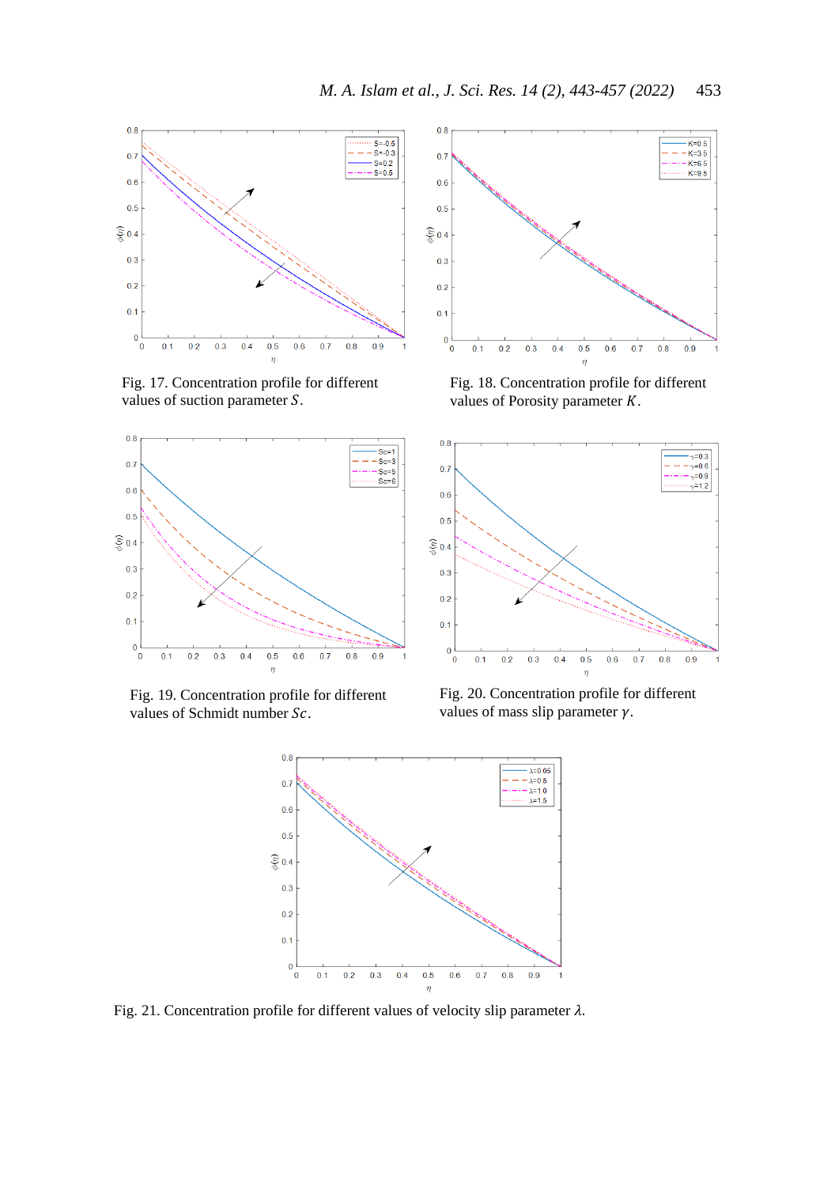S=-0.5
S=-0.3
S=0.2
S=0.5

$\phi(\eta)$

$\eta$

Fig. 17. Concentration profile for different values of suction parameter $S$.

K=0.5
K=3.5
K=6.5
K=9.5

$\phi(\eta)$

$\eta$

Fig. 18. Concentration profile for different values of Porosity parameter $K$.

Sc=1
Sc=3
Sc=5
Sc=6

$\phi(\eta)$

$\eta$

Fig. 19. Concentration profile for different values of Schmidt number $Sc$.

$\gamma$=0.3
$\gamma$=0.6
$\gamma$=0.9
$\gamma$=1.2

$\phi(\eta)$

$\eta$

Fig. 20. Concentration profile for different values of mass slip parameter $\gamma$.

$\lambda$=0.05
$\lambda$=0.5
$\lambda$=1.0
$\lambda$=1.5

$\phi(\eta)$

$\eta$

Fig. 21. Concentration profile for different values of velocity slip parameter $\lambda$.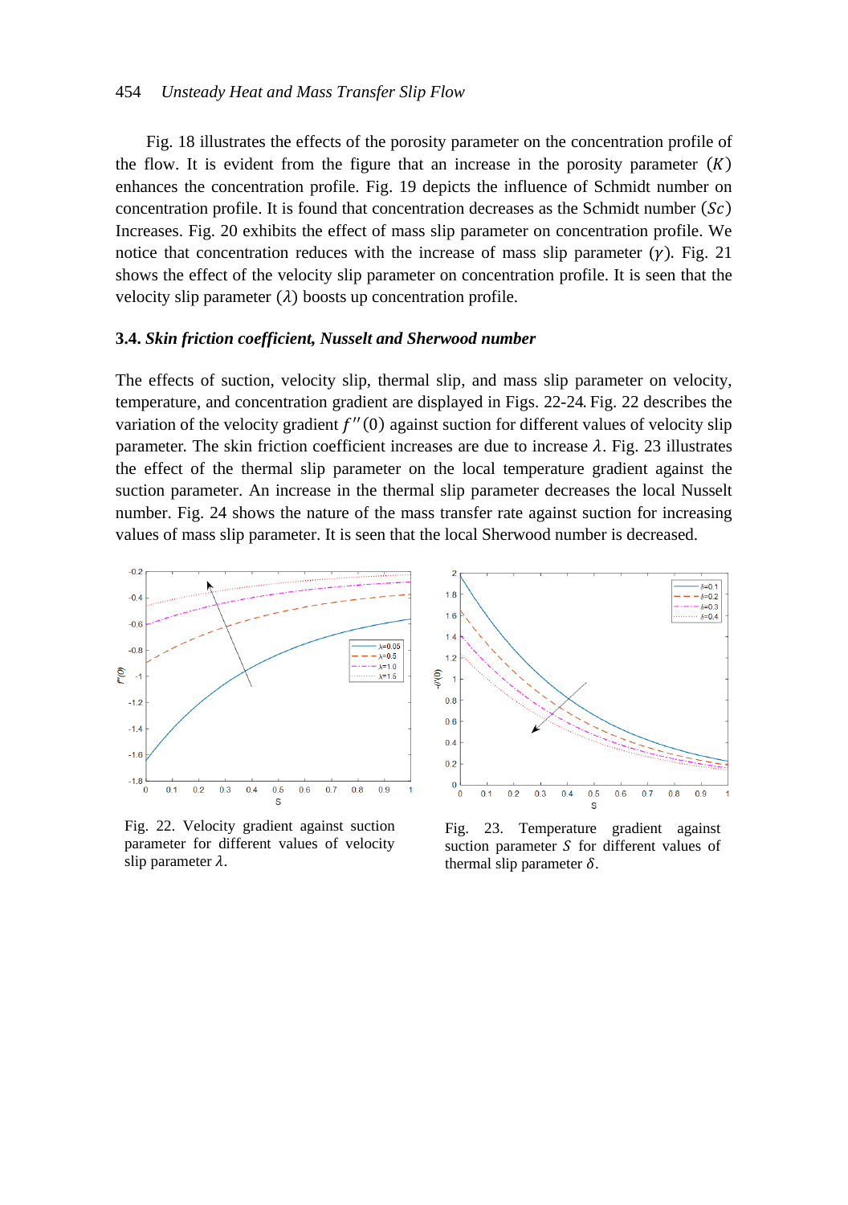Fig. 18 illustrates the effects of the porosity parameter on the concentration profile of the flow. It is evident from the figure that an increase in the porosity parameter $(K)$ enhances the concentration profile. Fig. 19 depicts the influence of Schmidt number on concentration profile. It is found that concentration decreases as the Schmidt number $(Sc)$ Increases. Fig. 20 exhibits the effect of mass slip parameter on concentration profile. We notice that concentration reduces with the increase of mass slip parameter $(\gamma)$. Fig. 21 shows the effect of the velocity slip parameter on concentration profile. It is seen that the velocity slip parameter $(\lambda)$ boosts up concentration profile.

### 3.4. *Skin friction coefficient, Nusselt and Sherwood number*

The effects of suction, velocity slip, thermal slip, and mass slip parameter on velocity, temperature, and concentration gradient are displayed in Figs. 22-24. Fig. 22 describes the variation of the velocity gradient $f''(0)$ against suction for different values of velocity slip parameter. The skin friction coefficient increases are due to increase $\lambda$. Fig. 23 illustrates the effect of the thermal slip parameter on the local temperature gradient against the suction parameter. An increase in the thermal slip parameter decreases the local Nusselt number. Fig. 24 shows the nature of the mass transfer rate against suction for increasing values of mass slip parameter. It is seen that the local Sherwood number is decreased.

Fig. 22. Velocity gradient against suction parameter for different values of velocity slip parameter $\lambda$.

Fig. 23. Temperature gradient against suction parameter $S$ for different values of thermal slip parameter $\delta$.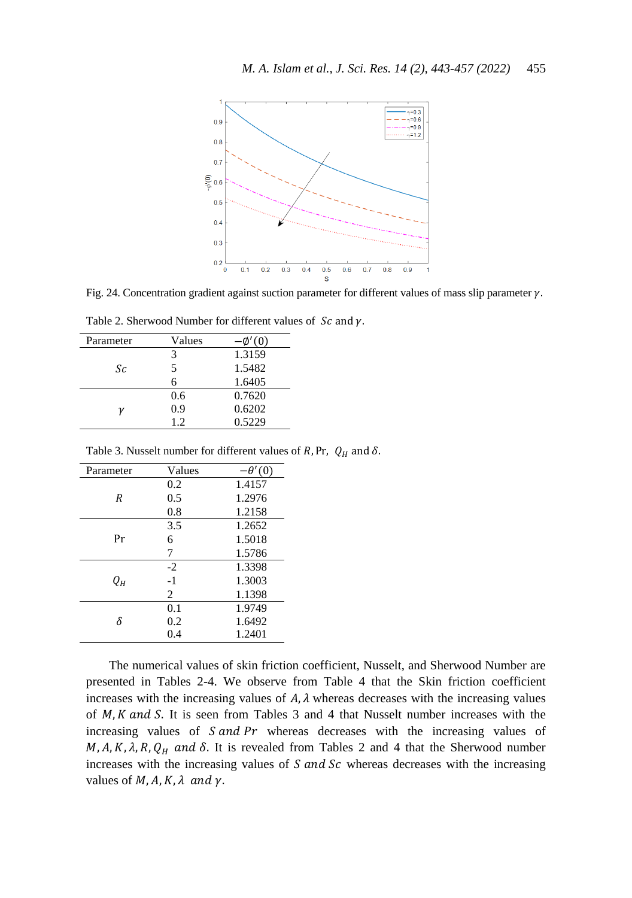1

0.9

0.8

0.7

0.6

0.5

0.4

0.3

0.2

0 0.1 0.2 0.3 0.4 0.5 0.6 0.7 0.8 0.9 1

S

$-\phi'(0)$

γ=0.3
γ=0.6
γ=0.9
γ=1.2

Fig. 24. Concentration gradient against suction parameter for different values of mass slip parameter $\gamma$.

Table 2. Sherwood Number for different values of $Sc$ and $\gamma$.

| Parameter | Values | $-\emptyset'(0)$ |
|---|---|---|
| $Sc$ | 3 | 1.3159 |
| | 5 | 1.5482 |
| | 6 | 1.6405 |
| $\gamma$ | 0.6 | 0.7620 |
| | 0.9 | 0.6202 |
| | 1.2 | 0.5229 |

Table 3. Nusselt number for different values of $R$, Pr, $Q_H$ and $\delta$.

| Parameter | Values | $-\theta'(0)$ |
|---|---|---|
| $R$ | 0.2 | 1.4157 |
| | 0.5 | 1.2976 |
| | 0.8 | 1.2158 |
| Pr | 3.5 | 1.2652 |
| | 6 | 1.5018 |
| | 7 | 1.5786 |
| $Q_H$ | -2 | 1.3398 |
| | -1 | 1.3003 |
| | 2 | 1.1398 |
| $\delta$ | 0.1 | 1.9749 |
| | 0.2 | 1.6492 |
| | 0.4 | 1.2401 |

The numerical values of skin friction coefficient, Nusselt, and Sherwood Number are presented in Tables 2-4. We observe from Table 4 that the Skin friction coefficient increases with the increasing values of $A, \lambda$ whereas decreases with the increasing values of $M, K$ $and$ $S$. It is seen from Tables 3 and 4 that Nusselt number increases with the increasing values of $S$ $and$ $Pr$ whereas decreases with the increasing values of $M, A, K, \lambda, R, Q_H$ $and$ $\delta$. It is revealed from Tables 2 and 4 that the Sherwood number increases with the increasing values of $S$ $and$ $Sc$ whereas decreases with the increasing values of $M, A, K, \lambda$ $and$ $\gamma$.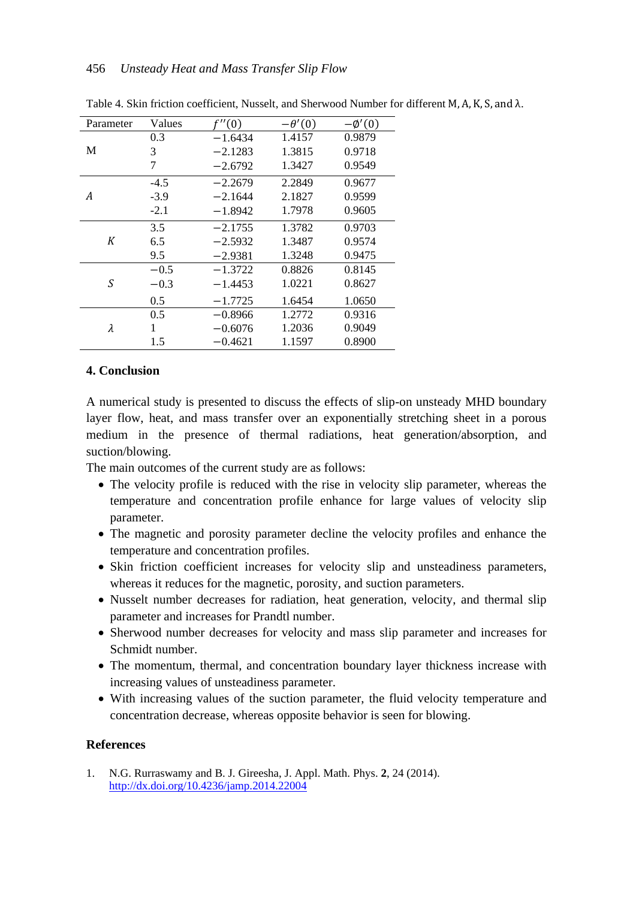Table 4. Skin friction coefficient, Nusselt, and Sherwood Number for different M, A, K, S, and λ.

| Parameter | Values | $f''(0)$ | $-\theta'(0)$ | $-\phi'(0)$ |
|---|---|---|---|---|
| M | 0.3 | −1.6434 | 1.4157 | 0.9879 |
| | 3 | −2.1283 | 1.3815 | 0.9718 |
| | 7 | −2.6792 | 1.3427 | 0.9549 |
| $A$ | -4.5 | −2.2679 | 2.2849 | 0.9677 |
| | -3.9 | −2.1644 | 2.1827 | 0.9599 |
| | -2.1 | −1.8942 | 1.7978 | 0.9605 |
| $K$ | 3.5 | −2.1755 | 1.3782 | 0.9703 |
| | 6.5 | −2.5932 | 1.3487 | 0.9574 |
| | 9.5 | −2.9381 | 1.3248 | 0.9475 |
| $S$ | −0.5 | −1.3722 | 0.8826 | 0.8145 |
| | −0.3 | −1.4453 | 1.0221 | 0.8627 |
| | 0.5 | −1.7725 | 1.6454 | 1.0650 |
| $\lambda$ | 0.5 | −0.8966 | 1.2772 | 0.9316 |
| | 1 | −0.6076 | 1.2036 | 0.9049 |
| | 1.5 | −0.4621 | 1.1597 | 0.8900 |

## 4. Conclusion

A numerical study is presented to discuss the effects of slip-on unsteady MHD boundary layer flow, heat, and mass transfer over an exponentially stretching sheet in a porous medium in the presence of thermal radiations, heat generation/absorption, and suction/blowing.

The main outcomes of the current study are as follows:

- The velocity profile is reduced with the rise in velocity slip parameter, whereas the temperature and concentration profile enhance for large values of velocity slip parameter.
- The magnetic and porosity parameter decline the velocity profiles and enhance the temperature and concentration profiles.
- Skin friction coefficient increases for velocity slip and unsteadiness parameters, whereas it reduces for the magnetic, porosity, and suction parameters.
- Nusselt number decreases for radiation, heat generation, velocity, and thermal slip parameter and increases for Prandtl number.
- Sherwood number decreases for velocity and mass slip parameter and increases for Schmidt number.
- The momentum, thermal, and concentration boundary layer thickness increase with increasing values of unsteadiness parameter.
- With increasing values of the suction parameter, the fluid velocity temperature and concentration decrease, whereas opposite behavior is seen for blowing.

## References

1. N.G. Rurraswamy and B. J. Gireesha, J. Appl. Math. Phys. **2**, 24 (2014). http://dx.doi.org/10.4236/jamp.2014.22004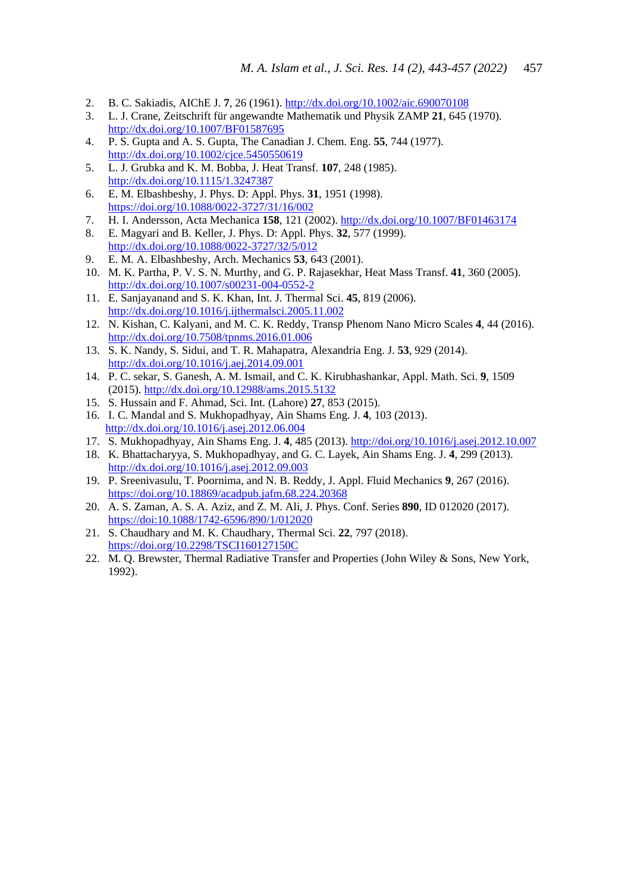2. B. C. Sakiadis, AIChE J. **7**, 26 (1961). http://dx.doi.org/10.1002/aic.690070108
3. L. J. Crane, Zeitschrift für angewandte Mathematik und Physik ZAMP **21**, 645 (1970). http://dx.doi.org/10.1007/BF01587695
4. P. S. Gupta and A. S. Gupta, The Canadian J. Chem. Eng. **55**, 744 (1977). http://dx.doi.org/10.1002/cjce.5450550619
5. L. J. Grubka and K. M. Bobba, J. Heat Transf. **107**, 248 (1985). http://dx.doi.org/10.1115/1.3247387
6. E. M. Elbashbeshy, J. Phys. D: Appl. Phys. **31**, 1951 (1998). https://doi.org/10.1088/0022-3727/31/16/002
7. H. I. Andersson, Acta Mechanica **158**, 121 (2002). http://dx.doi.org/10.1007/BF01463174
8. E. Magyari and B. Keller, J. Phys. D: Appl. Phys. **32**, 577 (1999). http://dx.doi.org/10.1088/0022-3727/32/5/012
9. E. M. A. Elbashbeshy, Arch. Mechanics **53**, 643 (2001).
10. M. K. Partha, P. V. S. N. Murthy, and G. P. Rajasekhar, Heat Mass Transf. **41**, 360 (2005). http://dx.doi.org/10.1007/s00231-004-0552-2
11. E. Sanjayanand and S. K. Khan, Int. J. Thermal Sci. **45**, 819 (2006). http://dx.doi.org/10.1016/j.ijthermalsci.2005.11.002
12. N. Kishan, C. Kalyani, and M. C. K. Reddy, Transp Phenom Nano Micro Scales **4**, 44 (2016). http://dx.doi.org/10.7508/tpnms.2016.01.006
13. S. K. Nandy, S. Sidui, and T. R. Mahapatra, Alexandria Eng. J. **53**, 929 (2014). http://dx.doi.org/10.1016/j.aej.2014.09.001
14. P. C. sekar, S. Ganesh, A. M. Ismail, and C. K. Kirubhashankar, Appl. Math. Sci. **9**, 1509 (2015). http://dx.doi.org/10.12988/ams.2015.5132
15. S. Hussain and F. Ahmad, Sci. Int. (Lahore) **27**, 853 (2015).
16. I. C. Mandal and S. Mukhopadhyay, Ain Shams Eng. J. **4**, 103 (2013). http://dx.doi.org/10.1016/j.asej.2012.06.004
17. S. Mukhopadhyay, Ain Shams Eng. J. **4**, 485 (2013). http://doi.org/10.1016/j.asej.2012.10.007
18. K. Bhattacharyya, S. Mukhopadhyay, and G. C. Layek, Ain Shams Eng. J. **4**, 299 (2013). http://dx.doi.org/10.1016/j.asej.2012.09.003
19. P. Sreenivasulu, T. Poornima, and N. B. Reddy, J. Appl. Fluid Mechanics **9**, 267 (2016). https://doi.org/10.18869/acadpub.jafm.68.224.20368
20. A. S. Zaman, A. S. A. Aziz, and Z. M. Ali, J. Phys. Conf. Series **890**, ID 012020 (2017). https://doi:10.1088/1742-6596/890/1/012020
21. S. Chaudhary and M. K. Chaudhary, Thermal Sci. **22**, 797 (2018). https://doi.org/10.2298/TSCI160127150C
22. M. Q. Brewster, Thermal Radiative Transfer and Properties (John Wiley & Sons, New York, 1992).